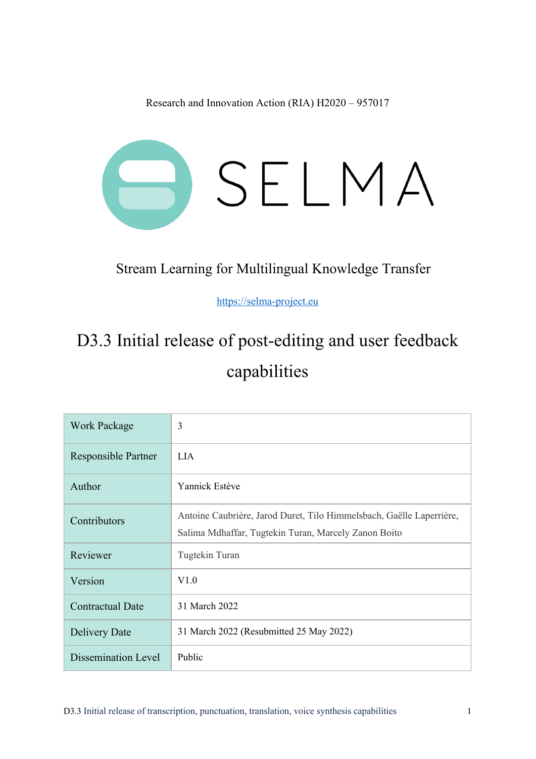Research and Innovation Action (RIA) H2020 – 957017

SELMA

Stream Learning for Multilingual Knowledge Transfer

https://selma-project.eu

# D3.3 Initial release of post-editing and user feedback capabilities

| Work Package | 3 |
|---|---|
| Responsible Partner | LIA |
| Author | Yannick Estève |
| Contributors | Antoine Caubrière, Jarod Duret, Tilo Himmelsbach, Gaëlle Laperrière, Salima Mdhaffar, Tugtekin Turan, Marcely Zanon Boito |
| Reviewer | Tugtekin Turan |
| Version | V1.0 |
| Contractual Date | 31 March 2022 |
| Delivery Date | 31 March 2022 (Resubmitted 25 May 2022) |
| Dissemination Level | Public |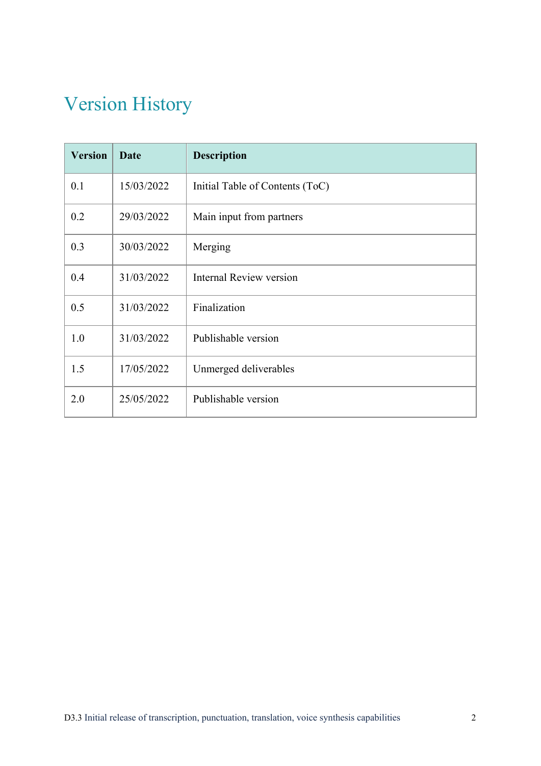# Version History

| Version | Date | Description |
|---|---|---|
| 0.1 | 15/03/2022 | Initial Table of Contents (ToC) |
| 0.2 | 29/03/2022 | Main input from partners |
| 0.3 | 30/03/2022 | Merging |
| 0.4 | 31/03/2022 | Internal Review version |
| 0.5 | 31/03/2022 | Finalization |
| 1.0 | 31/03/2022 | Publishable version |
| 1.5 | 17/05/2022 | Unmerged deliverables |
| 2.0 | 25/05/2022 | Publishable version |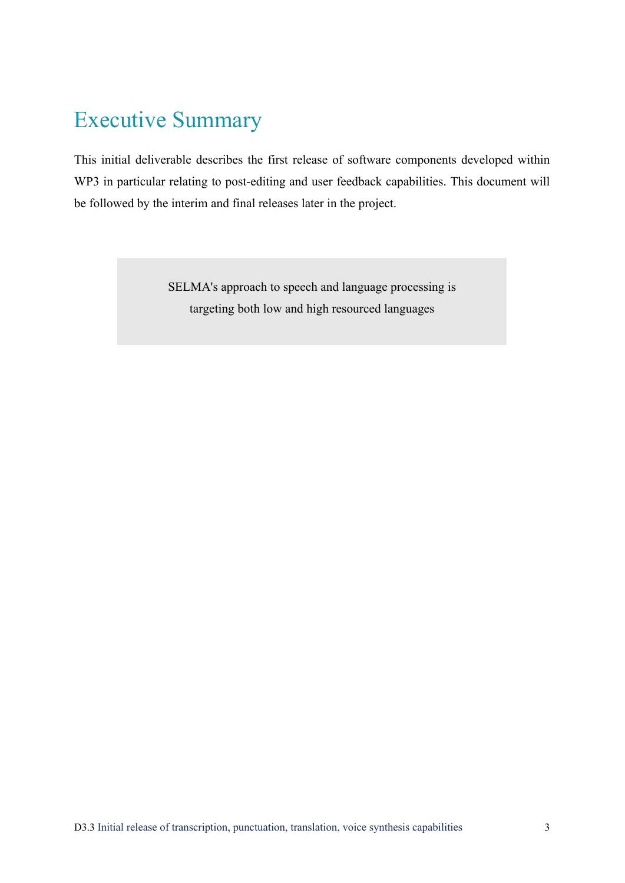# Executive Summary

This initial deliverable describes the first release of software components developed within WP3 in particular relating to post-editing and user feedback capabilities. This document will be followed by the interim and final releases later in the project.

> SELMA's approach to speech and language processing is targeting both low and high resourced languages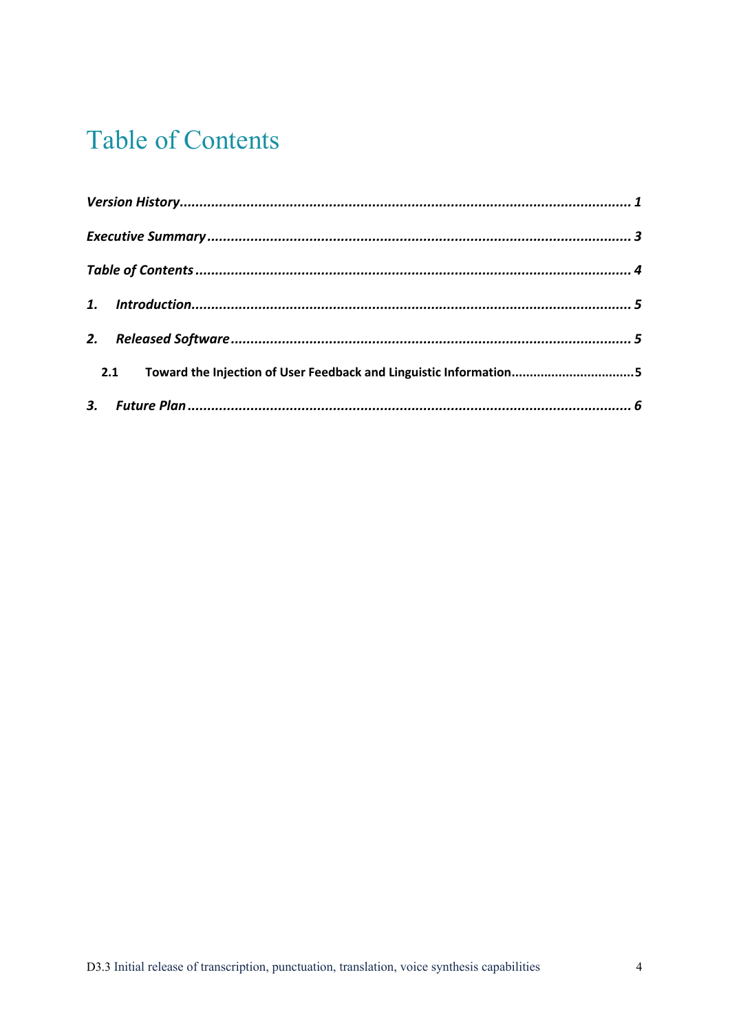# Table of Contents

*Version History* ........................................................................................................ *1*

*Executive Summary* .................................................................................................. *3*

*Table of Contents* ..................................................................................................... *4*

*1. Introduction* ......................................................................................................... *5*

*2. Released Software* ................................................................................................ *5*

**2.1 Toward the Injection of User Feedback and Linguistic Information** ................................ **5**

*3. Future Plan* ........................................................................................................... *6*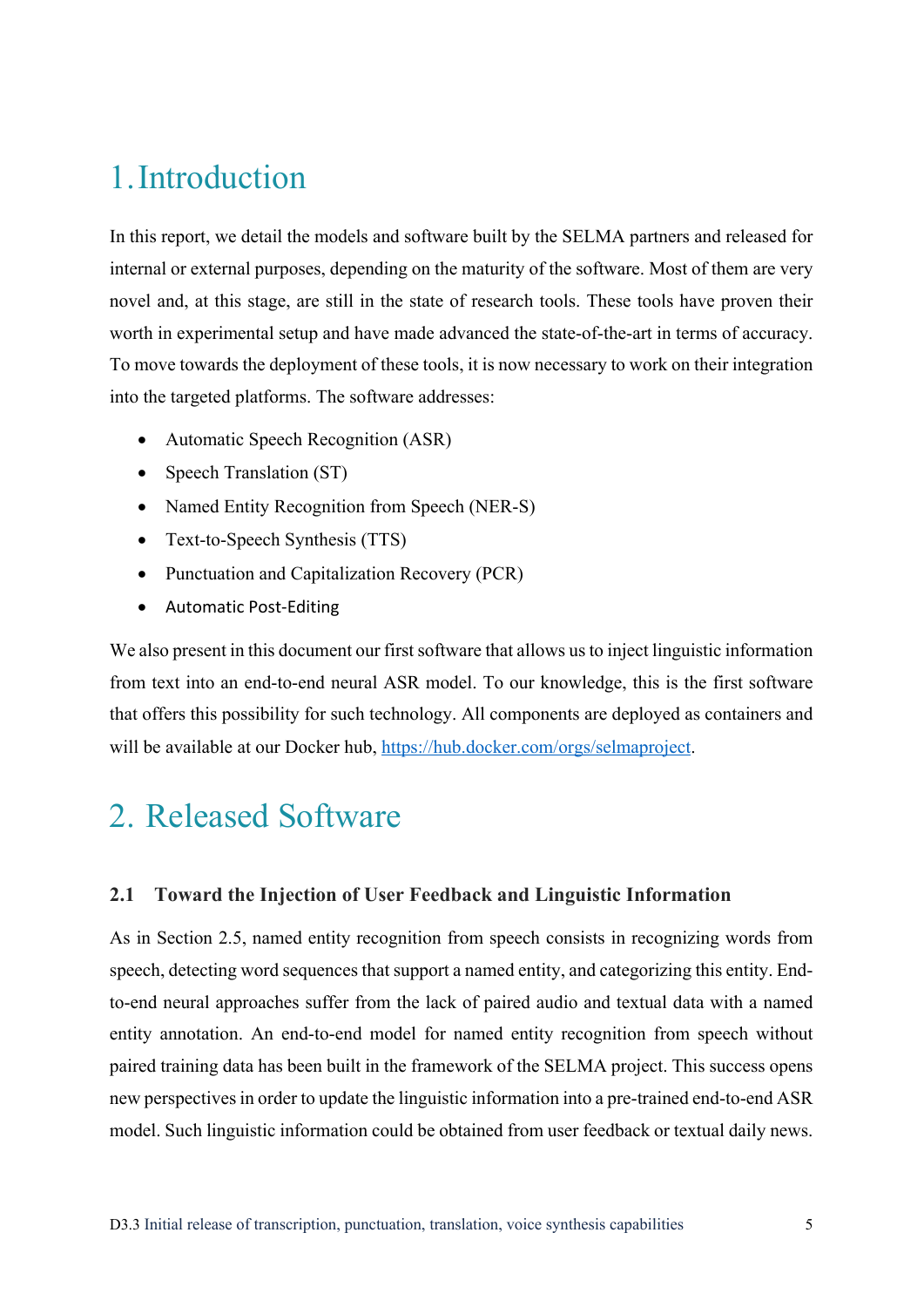# 1. Introduction

In this report, we detail the models and software built by the SELMA partners and released for internal or external purposes, depending on the maturity of the software. Most of them are very novel and, at this stage, are still in the state of research tools. These tools have proven their worth in experimental setup and have made advanced the state-of-the-art in terms of accuracy. To move towards the deployment of these tools, it is now necessary to work on their integration into the targeted platforms. The software addresses:

- Automatic Speech Recognition (ASR)
- Speech Translation (ST)
- Named Entity Recognition from Speech (NER-S)
- Text-to-Speech Synthesis (TTS)
- Punctuation and Capitalization Recovery (PCR)
- Automatic Post-Editing

We also present in this document our first software that allows us to inject linguistic information from text into an end-to-end neural ASR model. To our knowledge, this is the first software that offers this possibility for such technology. All components are deployed as containers and will be available at our Docker hub, https://hub.docker.com/orgs/selmaproject.

# 2. Released Software

### 2.1 Toward the Injection of User Feedback and Linguistic Information

As in Section 2.5, named entity recognition from speech consists in recognizing words from speech, detecting word sequences that support a named entity, and categorizing this entity. End-to-end neural approaches suffer from the lack of paired audio and textual data with a named entity annotation. An end-to-end model for named entity recognition from speech without paired training data has been built in the framework of the SELMA project. This success opens new perspectives in order to update the linguistic information into a pre-trained end-to-end ASR model. Such linguistic information could be obtained from user feedback or textual daily news.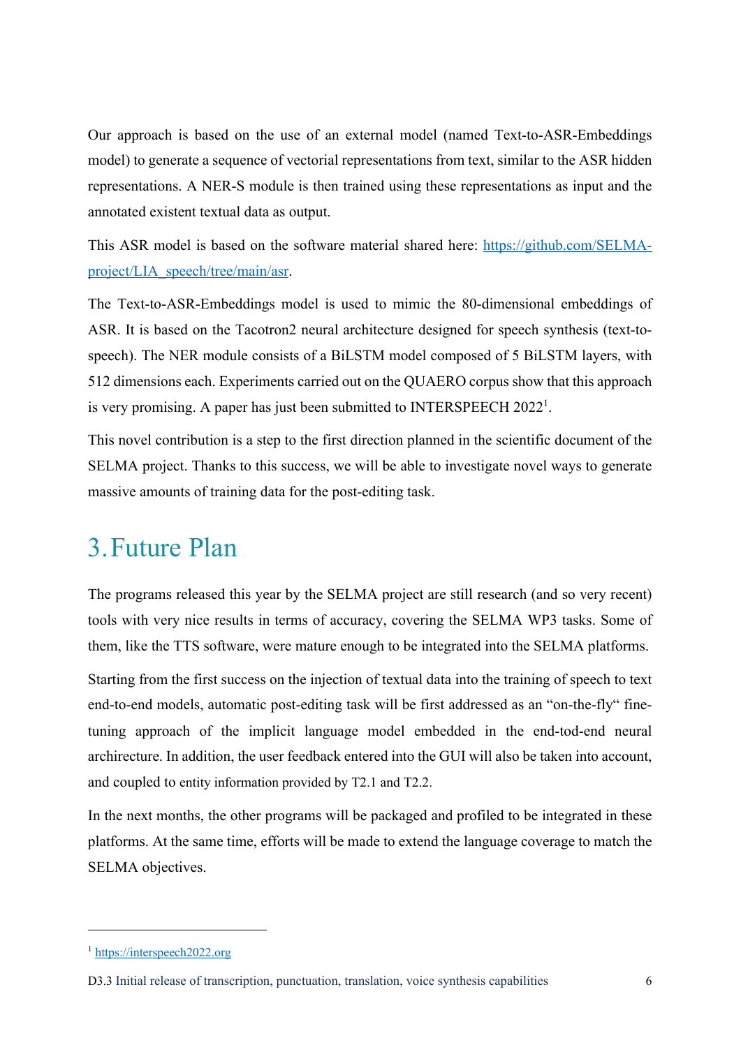Our approach is based on the use of an external model (named Text-to-ASR-Embeddings model) to generate a sequence of vectorial representations from text, similar to the ASR hidden representations. A NER-S module is then trained using these representations as input and the annotated existent textual data as output.

This ASR model is based on the software material shared here: [https://github.com/SELMA-project/LIA_speech/tree/main/asr](https://github.com/SELMA-project/LIA_speech/tree/main/asr).

The Text-to-ASR-Embeddings model is used to mimic the 80-dimensional embeddings of ASR. It is based on the Tacotron2 neural architecture designed for speech synthesis (text-to-speech). The NER module consists of a BiLSTM model composed of 5 BiLSTM layers, with 512 dimensions each. Experiments carried out on the QUAERO corpus show that this approach is very promising. A paper has just been submitted to INTERSPEECH 2022[1].

This novel contribution is a step to the first direction planned in the scientific document of the SELMA project. Thanks to this success, we will be able to investigate novel ways to generate massive amounts of training data for the post-editing task.

# 3. Future Plan

The programs released this year by the SELMA project are still research (and so very recent) tools with very nice results in terms of accuracy, covering the SELMA WP3 tasks. Some of them, like the TTS software, were mature enough to be integrated into the SELMA platforms.

Starting from the first success on the injection of textual data into the training of speech to text end-to-end models, automatic post-editing task will be first addressed as an "on-the-fly" fine-tuning approach of the implicit language model embedded in the end-tod-end neural archirecture. In addition, the user feedback entered into the GUI will also be taken into account, and coupled to entity information provided by T2.1 and T2.2.

In the next months, the other programs will be packaged and profiled to be integrated in these platforms. At the same time, efforts will be made to extend the language coverage to match the SELMA objectives.

---

[1] [https://interspeech2022.org](https://interspeech2022.org)